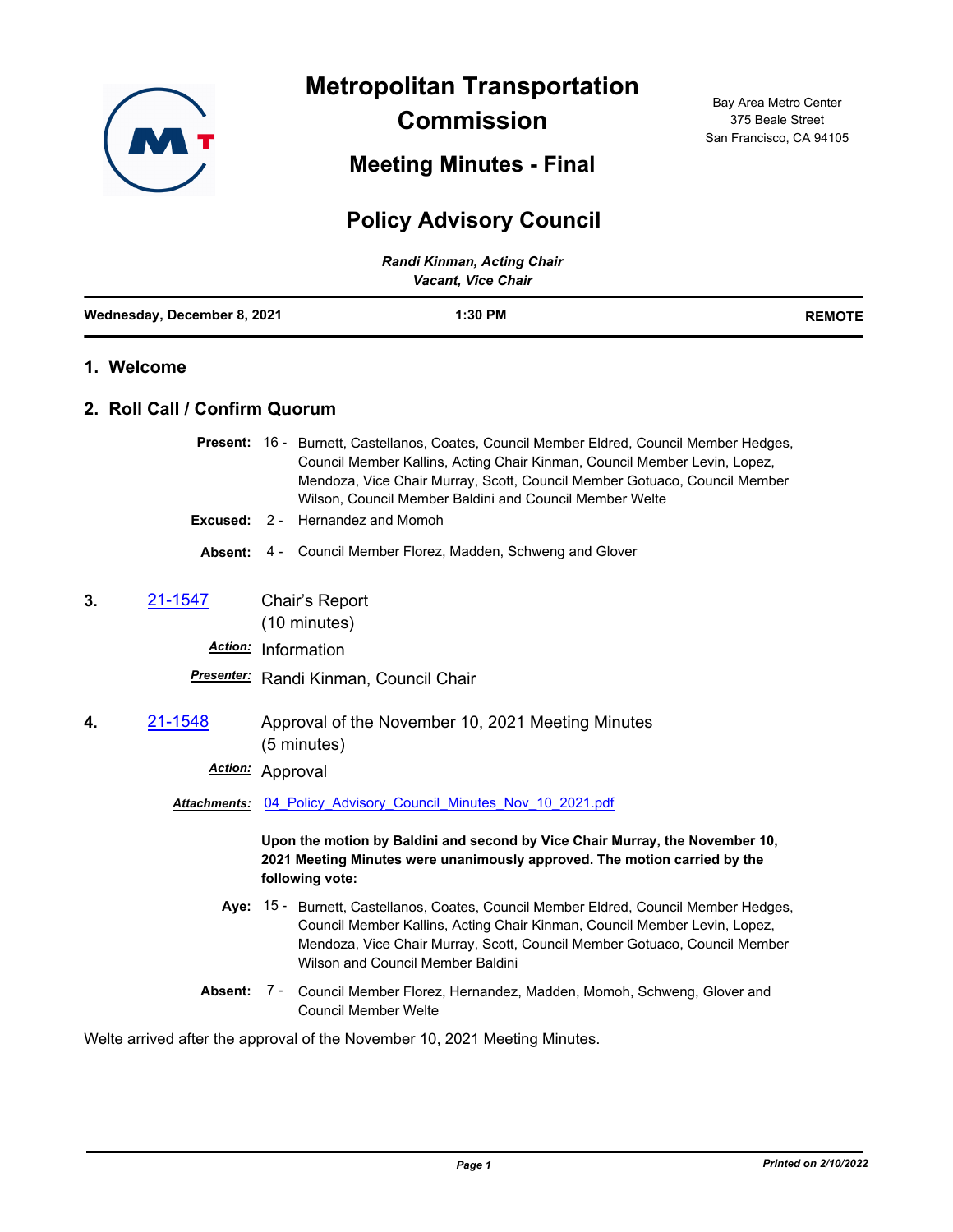# Metropolitan Transportation Commission

## Meeting Minutes - Final

Bay Area Metro Center
375 Beale Street
San Francisco, CA 94105

## Policy Advisory Council

*Randi Kinman, Acting Chair*
*Vacant, Vice Chair*

**Wednesday, December 8, 2021** **1:30 PM** **REMOTE**

## 1. Welcome

## 2. Roll Call / Confirm Quorum

**Present:** 16 - Burnett, Castellanos, Coates, Council Member Eldred, Council Member Hedges, Council Member Kallins, Acting Chair Kinman, Council Member Levin, Lopez, Mendoza, Vice Chair Murray, Scott, Council Member Gotuaco, Council Member Wilson, Council Member Baldini and Council Member Welte

**Excused:** 2 - Hernandez and Momoh

**Absent:** 4 - Council Member Florez, Madden, Schweng and Glover

**3.** 21-1547 Chair's Report
(10 minutes)

***Action:*** Information

***Presenter:*** Randi Kinman, Council Chair

**4.** 21-1548 Approval of the November 10, 2021 Meeting Minutes
(5 minutes)

***Action:*** Approval

***Attachments:*** 04_Policy_Advisory_Council_Minutes_Nov_10_2021.pdf

**Upon the motion by Baldini and second by Vice Chair Murray, the November 10, 2021 Meeting Minutes were unanimously approved. The motion carried by the following vote:**

**Aye:** 15 - Burnett, Castellanos, Coates, Council Member Eldred, Council Member Hedges, Council Member Kallins, Acting Chair Kinman, Council Member Levin, Lopez, Mendoza, Vice Chair Murray, Scott, Council Member Gotuaco, Council Member Wilson and Council Member Baldini

**Absent:** 7 - Council Member Florez, Hernandez, Madden, Momoh, Schweng, Glover and Council Member Welte

Welte arrived after the approval of the November 10, 2021 Meeting Minutes.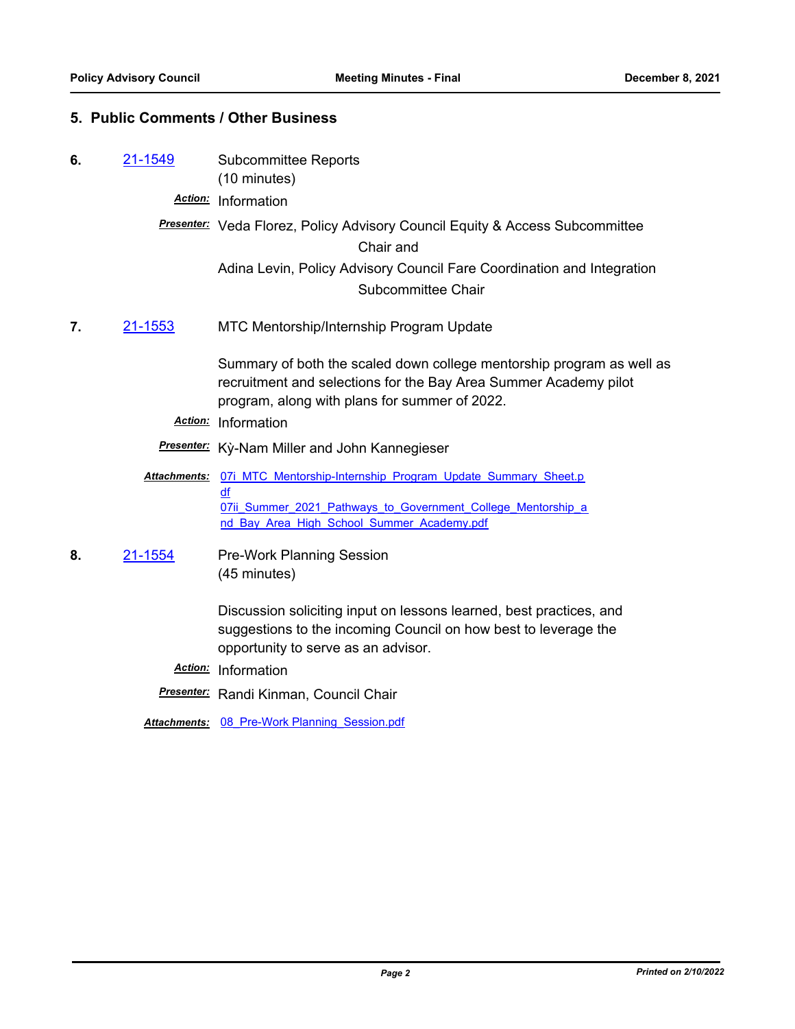## 5. Public Comments / Other Business

**6.** [21-1549](21-1549) Subcommittee Reports
(10 minutes)

***Action:*** Information

***Presenter:*** Veda Florez, Policy Advisory Council Equity & Access Subcommittee Chair and
Adina Levin, Policy Advisory Council Fare Coordination and Integration Subcommittee Chair

**7.** [21-1553](21-1553) MTC Mentorship/Internship Program Update

Summary of both the scaled down college mentorship program as well as recruitment and selections for the Bay Area Summer Academy pilot program, along with plans for summer of 2022.

***Action:*** Information

***Presenter:*** Kỳ-Nam Miller and John Kannegieser

***Attachments:*** 07i_MTC_Mentorship-Internship_Program_Update_Summary_Sheet.pdf
07ii_Summer_2021_Pathways_to_Government_College_Mentorship_and_Bay_Area_High_School_Summer_Academy.pdf

**8.** [21-1554](21-1554) Pre-Work Planning Session
(45 minutes)

Discussion soliciting input on lessons learned, best practices, and suggestions to the incoming Council on how best to leverage the opportunity to serve as an advisor.

***Action:*** Information

***Presenter:*** Randi Kinman, Council Chair

***Attachments:*** 08_Pre-Work Planning_Session.pdf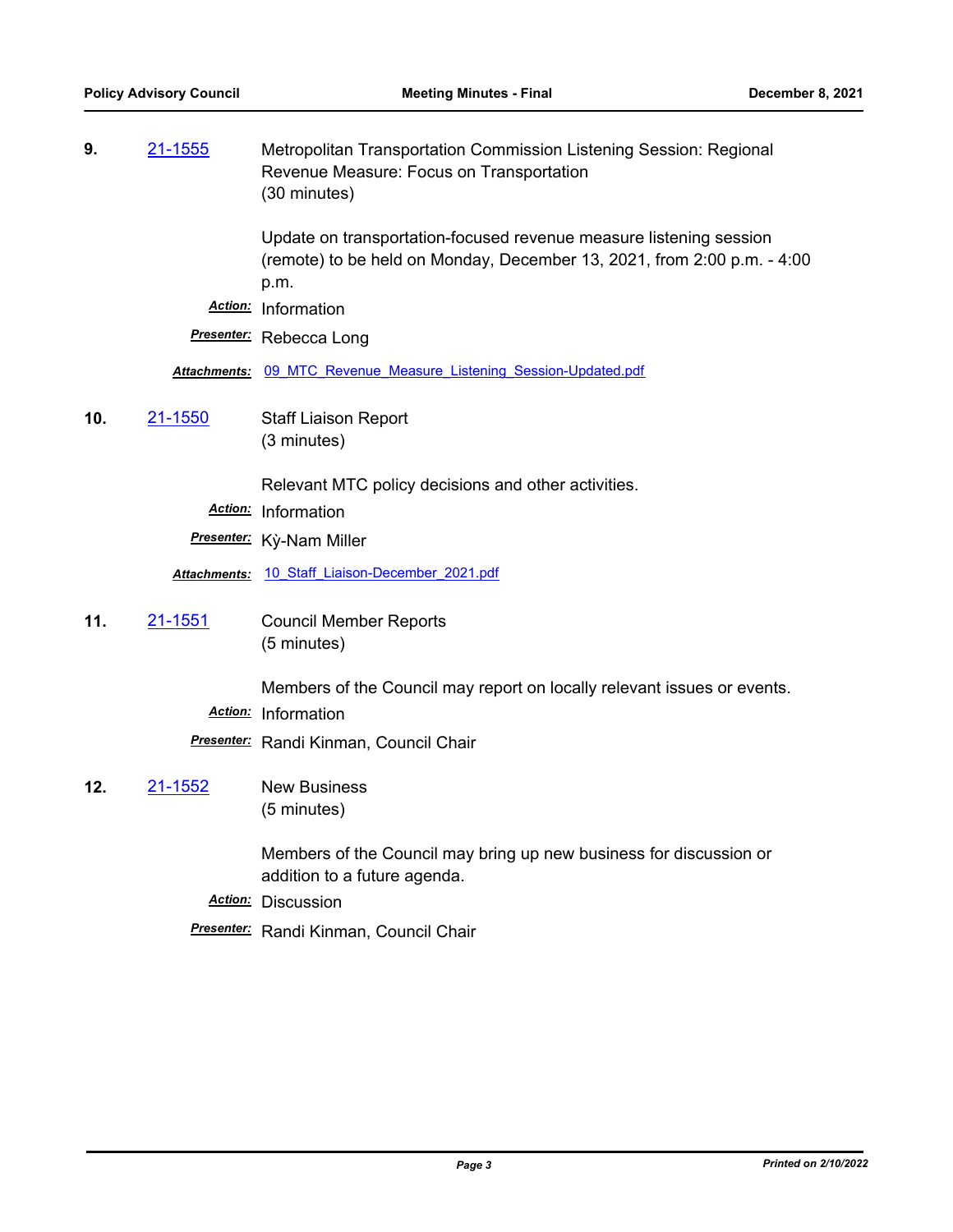**9.** 21-1555 Metropolitan Transportation Commission Listening Session: Regional Revenue Measure: Focus on Transportation
(30 minutes)

Update on transportation-focused revenue measure listening session (remote) to be held on Monday, December 13, 2021, from 2:00 p.m. - 4:00 p.m.

***Action:*** Information

***Presenter:*** Rebecca Long

***Attachments:*** 09_MTC_Revenue_Measure_Listening_Session-Updated.pdf

**10.** 21-1550 Staff Liaison Report
(3 minutes)

Relevant MTC policy decisions and other activities.

***Action:*** Information

***Presenter:*** Kỳ-Nam Miller

***Attachments:*** 10_Staff_Liaison-December_2021.pdf

**11.** 21-1551 Council Member Reports
(5 minutes)

Members of the Council may report on locally relevant issues or events.

***Action:*** Information

***Presenter:*** Randi Kinman, Council Chair

**12.** 21-1552 New Business
(5 minutes)

Members of the Council may bring up new business for discussion or addition to a future agenda.

***Action:*** Discussion

***Presenter:*** Randi Kinman, Council Chair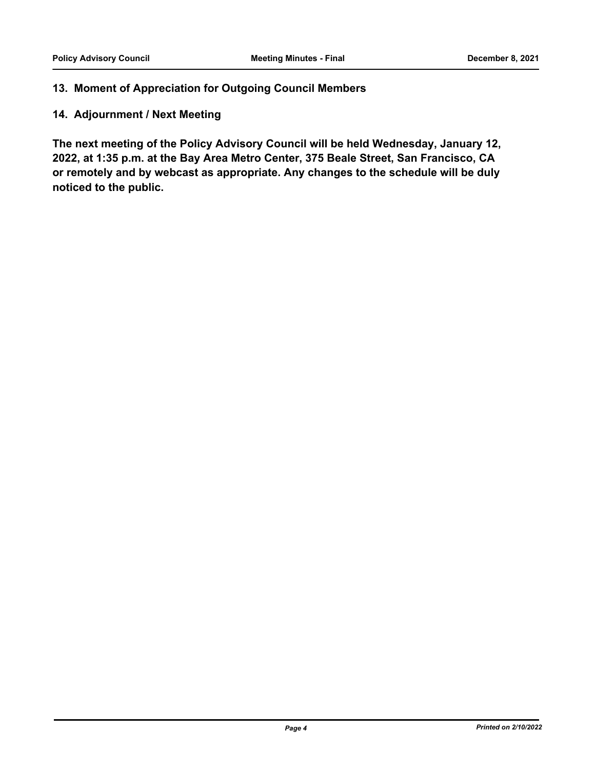## 13. Moment of Appreciation for Outgoing Council Members

## 14. Adjournment / Next Meeting

**The next meeting of the Policy Advisory Council will be held Wednesday, January 12, 2022, at 1:35 p.m. at the Bay Area Metro Center, 375 Beale Street, San Francisco, CA or remotely and by webcast as appropriate. Any changes to the schedule will be duly noticed to the public.**